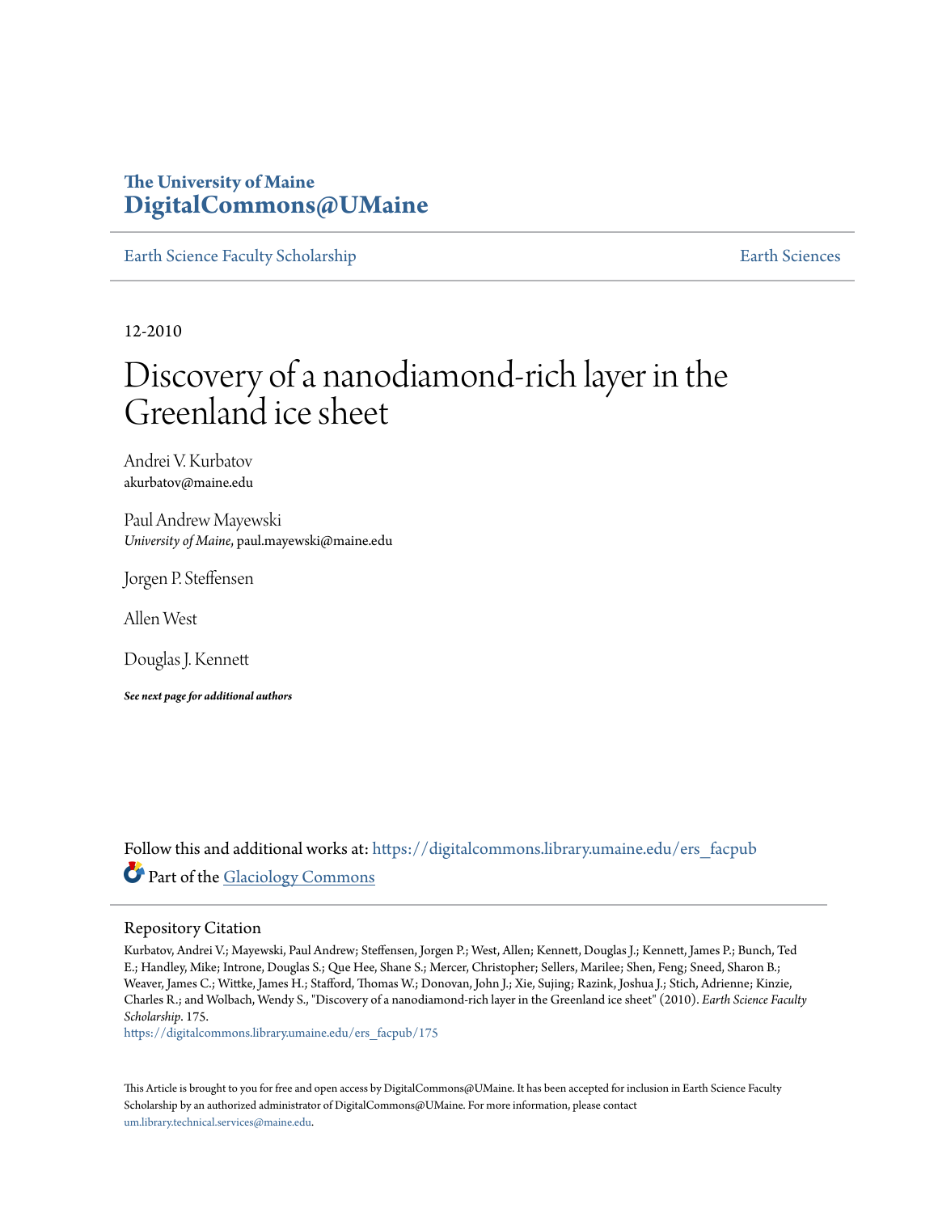The University of Maine
**DigitalCommons@UMaine**

Earth Science Faculty Scholarship | Earth Sciences

12-2010

# Discovery of a nanodiamond-rich layer in the Greenland ice sheet

Andrei V. Kurbatov
akurbatov@maine.edu

Paul Andrew Mayewski
*University of Maine*, paul.mayewski@maine.edu

Jorgen P. Steffensen

Allen West

Douglas J. Kennett

***See next page for additional authors***

Follow this and additional works at: https://digitalcommons.library.umaine.edu/ers_facpub

Part of the Glaciology Commons

## Repository Citation

Kurbatov, Andrei V.; Mayewski, Paul Andrew; Steffensen, Jorgen P.; West, Allen; Kennett, Douglas J.; Kennett, James P.; Bunch, Ted E.; Handley, Mike; Introne, Douglas S.; Que Hee, Shane S.; Mercer, Christopher; Sellers, Marilee; Shen, Feng; Sneed, Sharon B.; Weaver, James C.; Wittke, James H.; Stafford, Thomas W.; Donovan, John J.; Xie, Sujing; Razink, Joshua J.; Stich, Adrienne; Kinzie, Charles R.; and Wolbach, Wendy S., "Discovery of a nanodiamond-rich layer in the Greenland ice sheet" (2010). *Earth Science Faculty Scholarship*. 175.
https://digitalcommons.library.umaine.edu/ers_facpub/175

This Article is brought to you for free and open access by DigitalCommons@UMaine. It has been accepted for inclusion in Earth Science Faculty Scholarship by an authorized administrator of DigitalCommons@UMaine. For more information, please contact um.library.technical.services@maine.edu.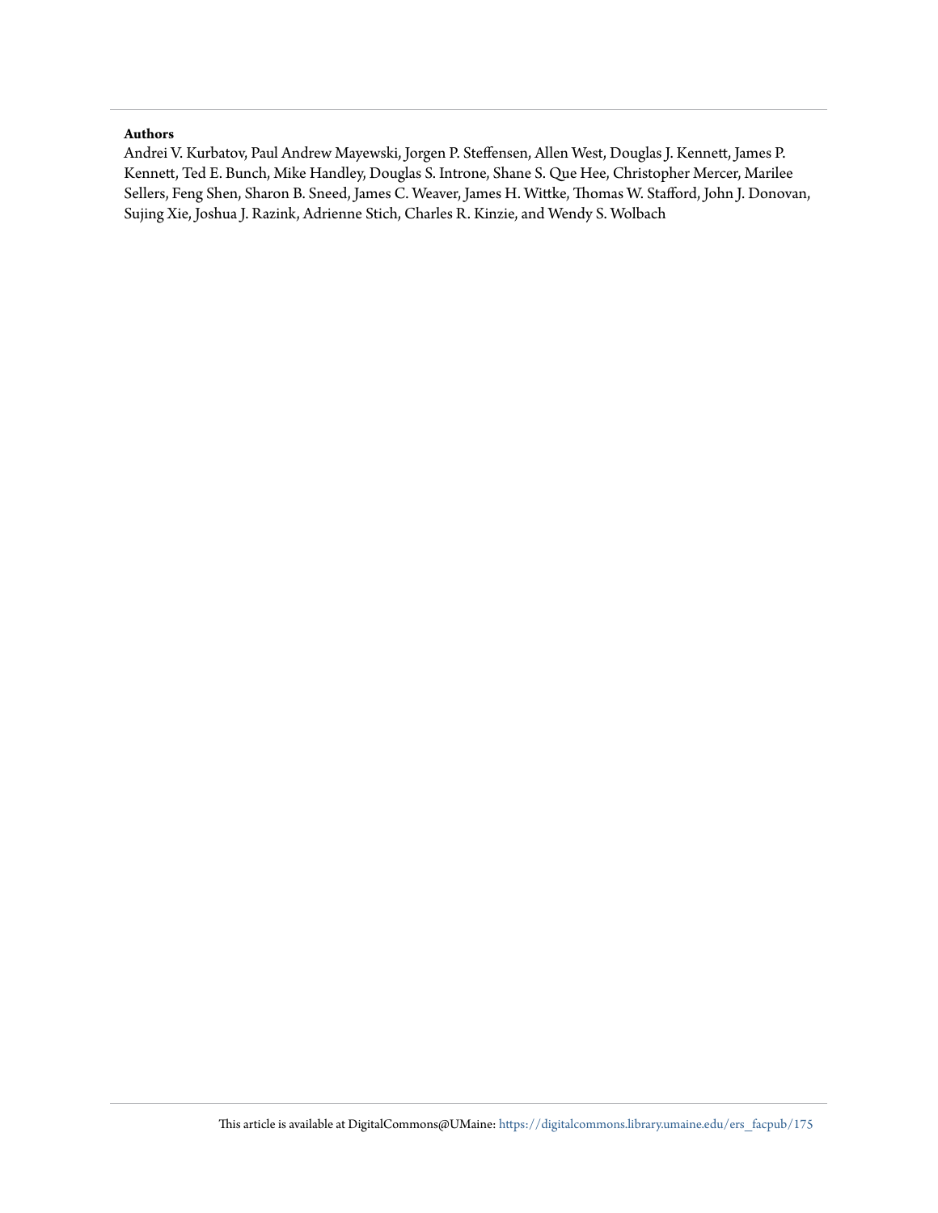**Authors**

Andrei V. Kurbatov, Paul Andrew Mayewski, Jorgen P. Steffensen, Allen West, Douglas J. Kennett, James P. Kennett, Ted E. Bunch, Mike Handley, Douglas S. Introne, Shane S. Que Hee, Christopher Mercer, Marilee Sellers, Feng Shen, Sharon B. Sneed, James C. Weaver, James H. Wittke, Thomas W. Stafford, John J. Donovan, Sujing Xie, Joshua J. Razink, Adrienne Stich, Charles R. Kinzie, and Wendy S. Wolbach

This article is available at DigitalCommons@UMaine: https://digitalcommons.library.umaine.edu/ers_facpub/175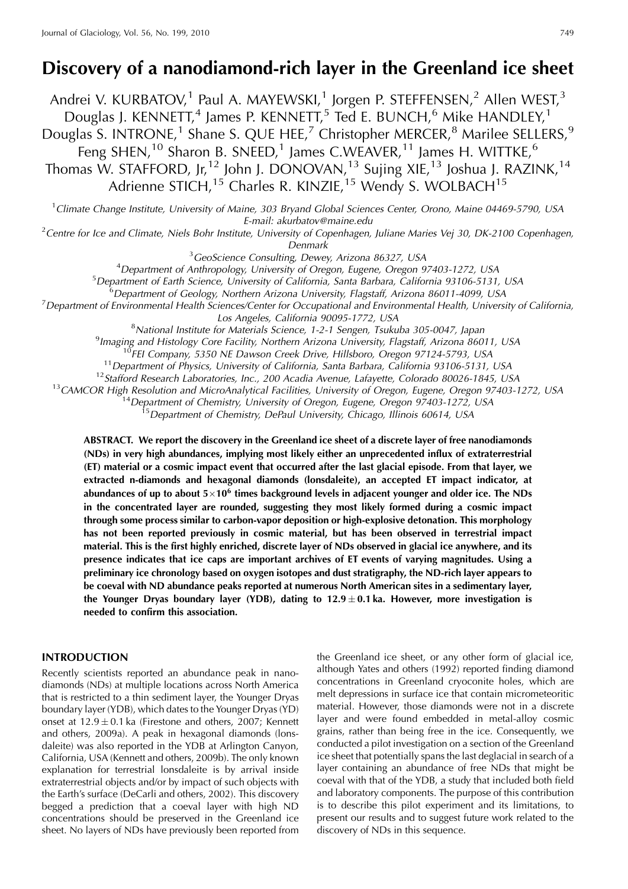# Discovery of a nanodiamond-rich layer in the Greenland ice sheet

Andrei V. KURBATOV,[1] Paul A. MAYEWSKI,[1] Jorgen P. STEFFENSEN,[2] Allen WEST,[3] Douglas J. KENNETT,[4] James P. KENNETT,[5] Ted E. BUNCH,[6] Mike HANDLEY,[1] Douglas S. INTRONE,[1] Shane S. QUE HEE,[7] Christopher MERCER,[8] Marilee SELLERS,[9] Feng SHEN,[10] Sharon B. SNEED,[1] James C.WEAVER,[11] James H. WITTKE,[6] Thomas W. STAFFORD, Jr,[12] John J. DONOVAN,[13] Sujing XIE,[13] Joshua J. RAZINK,[14] Adrienne STICH,[15] Charles R. KINZIE,[15] Wendy S. WOLBACH[15]

[1] *Climate Change Institute, University of Maine, 303 Bryand Global Sciences Center, Orono, Maine 04469-5790, USA*
*E-mail: akurbatov@maine.edu*

[2] *Centre for Ice and Climate, Niels Bohr Institute, University of Copenhagen, Juliane Maries Vej 30, DK-2100 Copenhagen, Denmark*

[3] *GeoScience Consulting, Dewey, Arizona 86327, USA*

[4] *Department of Anthropology, University of Oregon, Eugene, Oregon 97403-1272, USA*

[5] *Department of Earth Science, University of California, Santa Barbara, California 93106-5131, USA*

[6] *Department of Geology, Northern Arizona University, Flagstaff, Arizona 86011-4099, USA*

[7] *Department of Environmental Health Sciences/Center for Occupational and Environmental Health, University of California, Los Angeles, California 90095-1772, USA*

[8] *National Institute for Materials Science, 1-2-1 Sengen, Tsukuba 305-0047, Japan*

[9] *Imaging and Histology Core Facility, Northern Arizona University, Flagstaff, Arizona 86011, USA*

[10] *FEI Company, 5350 NE Dawson Creek Drive, Hillsboro, Oregon 97124-5793, USA*

[11] *Department of Physics, University of California, Santa Barbara, California 93106-5131, USA*

[12] *Stafford Research Laboratories, Inc., 200 Acadia Avenue, Lafayette, Colorado 80026-1845, USA*

[13] *CAMCOR High Resolution and MicroAnalytical Facilities, University of Oregon, Eugene, Oregon 97403-1272, USA*

[14] *Department of Chemistry, University of Oregon, Eugene, Oregon 97403-1272, USA*

[15] *Department of Chemistry, DePaul University, Chicago, Illinois 60614, USA*

**ABSTRACT. We report the discovery in the Greenland ice sheet of a discrete layer of free nanodiamonds (NDs) in very high abundances, implying most likely either an unprecedented influx of extraterrestrial (ET) material or a cosmic impact event that occurred after the last glacial episode. From that layer, we extracted n-diamonds and hexagonal diamonds (lonsdaleite), an accepted ET impact indicator, at abundances of up to about $5\times10^6$ times background levels in adjacent younger and older ice. The NDs in the concentrated layer are rounded, suggesting they most likely formed during a cosmic impact through some process similar to carbon-vapor deposition or high-explosive detonation. This morphology has not been reported previously in cosmic material, but has been observed in terrestrial impact material. This is the first highly enriched, discrete layer of NDs observed in glacial ice anywhere, and its presence indicates that ice caps are important archives of ET events of varying magnitudes. Using a preliminary ice chronology based on oxygen isotopes and dust stratigraphy, the ND-rich layer appears to be coeval with ND abundance peaks reported at numerous North American sites in a sedimentary layer, the Younger Dryas boundary layer (YDB), dating to $12.9\pm0.1$ ka. However, more investigation is needed to confirm this association.**

## INTRODUCTION

Recently scientists reported an abundance peak in nanodiamonds (NDs) at multiple locations across North America that is restricted to a thin sediment layer, the Younger Dryas boundary layer (YDB), which dates to the Younger Dryas (YD) onset at $12.9\pm0.1$ ka (Firestone and others, 2007; Kennett and others, 2009a). A peak in hexagonal diamonds (lonsdaleite) was also reported in the YDB at Arlington Canyon, California, USA (Kennett and others, 2009b). The only known explanation for terrestrial lonsdaleite is by arrival inside extraterrestrial objects and/or by impact of such objects with the Earth's surface (DeCarli and others, 2002). This discovery begged a prediction that a coeval layer with high ND concentrations should be preserved in the Greenland ice sheet. No layers of NDs have previously been reported from the Greenland ice sheet, or any other form of glacial ice, although Yates and others (1992) reported finding diamond concentrations in Greenland cryoconite holes, which are melt depressions in surface ice that contain micrometeoritic material. However, those diamonds were not in a discrete layer and were found embedded in metal-alloy cosmic grains, rather than being free in the ice. Consequently, we conducted a pilot investigation on a section of the Greenland ice sheet that potentially spans the last deglacial in search of a layer containing an abundance of free NDs that might be coeval with that of the YDB, a study that included both field and laboratory components. The purpose of this contribution is to describe this pilot experiment and its limitations, to present our results and to suggest future work related to the discovery of NDs in this sequence.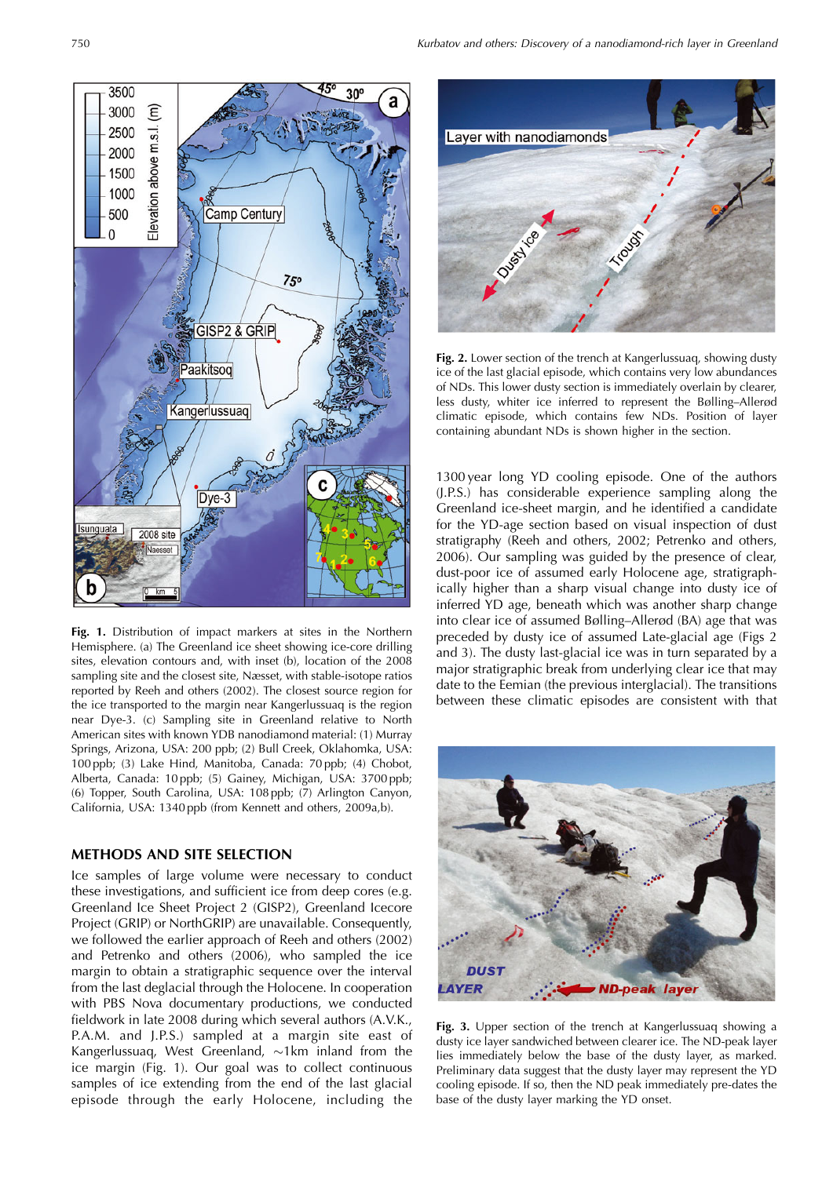**Fig. 1.** Distribution of impact markers at sites in the Northern Hemisphere. (a) The Greenland ice sheet showing ice-core drilling sites, elevation contours and, with inset (b), location of the 2008 sampling site and the closest site, Næsset, with stable-isotope ratios reported by Reeh and others (2002). The closest source region for the ice transported to the margin near Kangerlussuaq is the region near Dye-3. (c) Sampling site in Greenland relative to North American sites with known YDB nanodiamond material: (1) Murray Springs, Arizona, USA: 200 ppb; (2) Bull Creek, Oklahoma, USA: 100 ppb; (3) Lake Hind, Manitoba, Canada: 70 ppb; (4) Chobot, Alberta, Canada: 10 ppb; (5) Gainey, Michigan, USA: 3700 ppb; (6) Topper, South Carolina, USA: 108 ppb; (7) Arlington Canyon, California, USA: 1340 ppb (from Kennett and others, 2009a,b).

## METHODS AND SITE SELECTION

Ice samples of large volume were necessary to conduct these investigations, and sufficient ice from deep cores (e.g. Greenland Ice Sheet Project 2 (GISP2), Greenland Icecore Project (GRIP) or NorthGRIP) are unavailable. Consequently, we followed the earlier approach of Reeh and others (2002) and Petrenko and others (2006), who sampled the ice margin to obtain a stratigraphic sequence over the interval from the last deglacial through the Holocene. In cooperation with PBS Nova documentary productions, we conducted fieldwork in late 2008 during which several authors (A.V.K., P.A.M. and J.P.S.) sampled at a margin site east of Kangerlussuaq, West Greenland, ~1 km inland from the ice margin (Fig. 1). Our goal was to collect continuous samples of ice extending from the end of the last glacial episode through the early Holocene, including the 1300 year long YD cooling episode. One of the authors (J.P.S.) has considerable experience sampling along the Greenland ice-sheet margin, and he identified a candidate for the YD-age section based on visual inspection of dust stratigraphy (Reeh and others, 2002; Petrenko and others, 2006). Our sampling was guided by the presence of clear, dust-poor ice of assumed early Holocene age, stratigraphically higher than a sharp visual change into dusty ice of inferred YD age, beneath which was another sharp change into clear ice of assumed Bølling–Allerød (BA) age that was preceded by dusty ice of assumed Late-glacial age (Figs 2 and 3). The dusty last-glacial ice was in turn separated by a major stratigraphic break from underlying clear ice that may date to the Eemian (the previous interglacial). The transitions between these climatic episodes are consistent with that

**Fig. 2.** Lower section of the trench at Kangerlussuaq, showing dusty ice of the last glacial episode, which contains very low abundances of NDs. This lower dusty section is immediately overlain by clearer, less dusty, whiter ice inferred to represent the Bølling–Allerød climatic episode, which contains few NDs. Position of layer containing abundant NDs is shown higher in the section.

**Fig. 3.** Upper section of the trench at Kangerlussuaq showing a dusty ice layer sandwiched between clearer ice. The ND-peak layer lies immediately below the base of the dusty layer, as marked. Preliminary data suggest that the dusty layer may represent the YD cooling episode. If so, then the ND peak immediately pre-dates the base of the dusty layer marking the YD onset.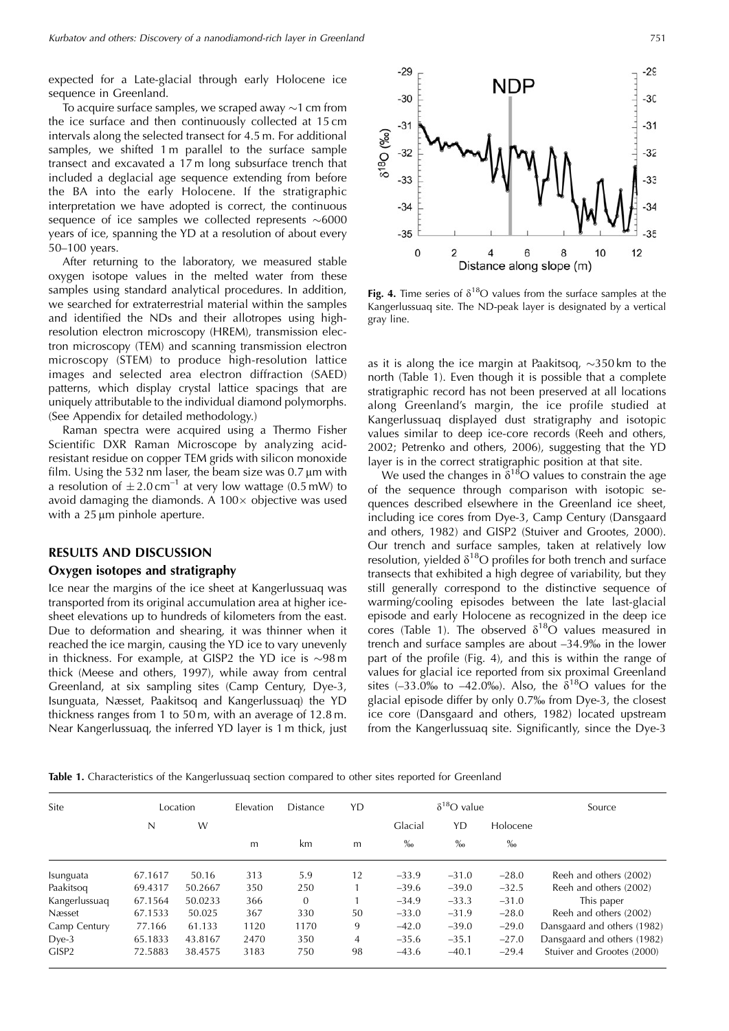expected for a Late-glacial through early Holocene ice sequence in Greenland.

To acquire surface samples, we scraped away ~1 cm from the ice surface and then continuously collected at 15 cm intervals along the selected transect for 4.5 m. For additional samples, we shifted 1 m parallel to the surface sample transect and excavated a 17 m long subsurface trench that included a deglacial age sequence extending from before the BA into the early Holocene. If the stratigraphic interpretation we have adopted is correct, the continuous sequence of ice samples we collected represents ~6000 years of ice, spanning the YD at a resolution of about every 50–100 years.

After returning to the laboratory, we measured stable oxygen isotope values in the melted water from these samples using standard analytical procedures. In addition, we searched for extraterrestrial material within the samples and identified the NDs and their allotropes using high-resolution electron microscopy (HREM), transmission electron microscopy (TEM) and scanning transmission electron microscopy (STEM) to produce high-resolution lattice images and selected area electron diffraction (SAED) patterns, which display crystal lattice spacings that are uniquely attributable to the individual diamond polymorphs. (See Appendix for detailed methodology.)

Raman spectra were acquired using a Thermo Fisher Scientific DXR Raman Microscope by analyzing acid-resistant residue on copper TEM grids with silicon monoxide film. Using the 532 nm laser, the beam size was 0.7 μm with a resolution of $\pm 2.0\,\mathrm{cm}^{-1}$ at very low wattage (0.5 mW) to avoid damaging the diamonds. A 100× objective was used with a 25 μm pinhole aperture.

## RESULTS AND DISCUSSION

### Oxygen isotopes and stratigraphy

Ice near the margins of the ice sheet at Kangerlussuaq was transported from its original accumulation area at higher ice-sheet elevations up to hundreds of kilometers from the east. Due to deformation and shearing, it was thinner when it reached the ice margin, causing the YD ice to vary unevenly in thickness. For example, at GISP2 the YD ice is ~98 m thick (Meese and others, 1997), while away from central Greenland, at six sampling sites (Camp Century, Dye-3, Isunguata, Næsset, Paakitsoq and Kangerlussuaq) the YD thickness ranges from 1 to 50 m, with an average of 12.8 m. Near Kangerlussuaq, the inferred YD layer is 1 m thick, just as it is along the ice margin at Paakitsoq, ~350 km to the north (Table 1). Even though it is possible that a complete stratigraphic record has not been preserved at all locations along Greenland's margin, the ice profile studied at Kangerlussuaq displayed dust stratigraphy and isotopic values similar to deep ice-core records (Reeh and others, 2002; Petrenko and others, 2006), suggesting that the YD layer is in the correct stratigraphic position at that site.

**Fig. 4.** Time series of $\delta^{18}O$ values from the surface samples at the Kangerlussuaq site. The ND-peak layer is designated by a vertical gray line.

We used the changes in $\delta^{18}O$ values to constrain the age of the sequence through comparison with isotopic sequences described elsewhere in the Greenland ice sheet, including ice cores from Dye-3, Camp Century (Dansgaard and others, 1982) and GISP2 (Stuiver and Grootes, 2000). Our trench and surface samples, taken at relatively low resolution, yielded $\delta^{18}O$ profiles for both trench and surface transects that exhibited a high degree of variability, but they still generally correspond to the distinctive sequence of warming/cooling episodes between the late last-glacial episode and early Holocene as recognized in the deep ice cores (Table 1). The observed $\delta^{18}O$ values measured in trench and surface samples are about –34.9‰ in the lower part of the profile (Fig. 4), and this is within the range of values for glacial ice reported from six proximal Greenland sites (–33.0‰ to –42.0‰). Also, the $\delta^{18}O$ values for the glacial episode differ by only 0.7‰ from Dye-3, the closest ice core (Dansgaard and others, 1982) located upstream from the Kangerlussuaq site. Significantly, since the Dye-3

**Table 1.** Characteristics of the Kangerlussuaq section compared to other sites reported for Greenland

| Site | Location | | Elevation | Distance | YD | $\delta^{18}O$ value | | | Source |
|---|---|---|---|---|---|---|---|---|---|
| | N | W | | | | Glacial | YD | Holocene | |
| | | | m | km | m | ‰ | ‰ | ‰ | |
| Isunguata | 67.1617 | 50.16 | 313 | 5.9 | 12 | –33.9 | –31.0 | –28.0 | Reeh and others (2002) |
| Paakitsoq | 69.4317 | 50.2667 | 350 | 250 | 1 | –39.6 | –39.0 | –32.5 | Reeh and others (2002) |
| Kangerlussuaq | 67.1564 | 50.0233 | 366 | 0 | 1 | –34.9 | –33.3 | –31.0 | This paper |
| Næsset | 67.1533 | 50.025 | 367 | 330 | 50 | –33.0 | –31.9 | –28.0 | Reeh and others (2002) |
| Camp Century | 77.166 | 61.133 | 1120 | 1170 | 9 | –42.0 | –39.0 | –29.0 | Dansgaard and others (1982) |
| Dye-3 | 65.1833 | 43.8167 | 2470 | 350 | 4 | –35.6 | –35.1 | –27.0 | Dansgaard and others (1982) |
| GISP2 | 72.5883 | 38.4575 | 3183 | 750 | 98 | –43.6 | –40.1 | –29.4 | Stuiver and Grootes (2000) |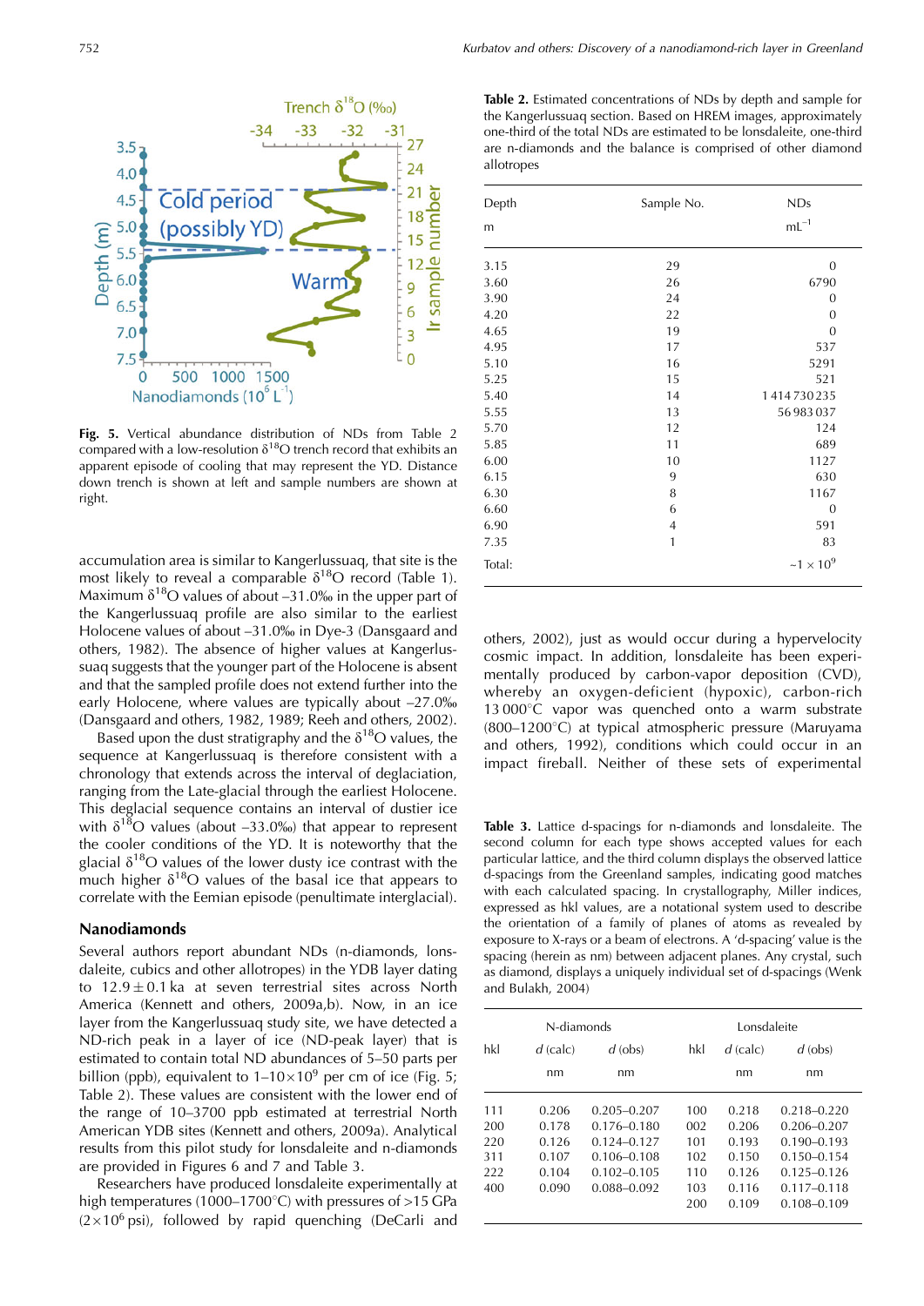Fig. 5. Vertical abundance distribution of NDs from Table 2 compared with a low-resolution $\delta^{18}O$ trench record that exhibits an apparent episode of cooling that may represent the YD. Distance down trench is shown at left and sample numbers are shown at right.

accumulation area is similar to Kangerlussuaq, that site is the most likely to reveal a comparable $\delta^{18}O$ record (Table 1). Maximum $\delta^{18}O$ values of about –31.0‰ in the upper part of the Kangerlussuaq profile are also similar to the earliest Holocene values of about –31.0‰ in Dye-3 (Dansgaard and others, 1982). The absence of higher values at Kangerlussuaq suggests that the younger part of the Holocene is absent and that the sampled profile does not extend further into the early Holocene, where values are typically about –27.0‰ (Dansgaard and others, 1982, 1989; Reeh and others, 2002).

Based upon the dust stratigraphy and the $\delta^{18}O$ values, the sequence at Kangerlussuaq is therefore consistent with a chronology that extends across the interval of deglaciation, ranging from the Late-glacial through the earliest Holocene. This deglacial sequence contains an interval of dustier ice with $\delta^{18}O$ values (about –33.0‰) that appear to represent the cooler conditions of the YD. It is noteworthy that the glacial $\delta^{18}O$ values of the lower dusty ice contrast with the much higher $\delta^{18}O$ values of the basal ice that appears to correlate with the Eemian episode (penultimate interglacial).

## Nanodiamonds

Several authors report abundant NDs (n-diamonds, lonsdaleite, cubics and other allotropes) in the YDB layer dating to 12.9 ± 0.1 ka at seven terrestrial sites across North America (Kennett and others, 2009a,b). Now, in an ice layer from the Kangerlussuaq study site, we have detected a ND-rich peak in a layer of ice (ND-peak layer) that is estimated to contain total ND abundances of 5–50 parts per billion (ppb), equivalent to $1–10 \times 10^9$ per cm of ice (Fig. 5; Table 2). These values are consistent with the lower end of the range of 10–3700 ppb estimated at terrestrial North American YDB sites (Kennett and others, 2009a). Analytical results from this pilot study for lonsdaleite and n-diamonds are provided in Figures 6 and 7 and Table 3.

Researchers have produced lonsdaleite experimentally at high temperatures (1000–1700°C) with pressures of >15 GPa ($2 \times 10^6$ psi), followed by rapid quenching (DeCarli and others, 2002), just as would occur during a hypervelocity cosmic impact. In addition, lonsdaleite has been experimentally produced by carbon-vapor deposition (CVD), whereby an oxygen-deficient (hypoxic), carbon-rich 13 000°C vapor was quenched onto a warm substrate (800–1200°C) at typical atmospheric pressure (Maruyama and others, 1992), conditions which could occur in an impact fireball. Neither of these sets of experimental

**Table 2.** Estimated concentrations of NDs by depth and sample for the Kangerlussuaq section. Based on HREM images, approximately one-third of the total NDs are estimated to be lonsdaleite, one-third are n-diamonds and the balance is comprised of other diamond allotropes

| Depth | Sample No. | NDs |
|---|---|---|
| m | | $mL^{-1}$ |
| 3.15 | 29 | 0 |
| 3.60 | 26 | 6790 |
| 3.90 | 24 | 0 |
| 4.20 | 22 | 0 |
| 4.65 | 19 | 0 |
| 4.95 | 17 | 537 |
| 5.10 | 16 | 5291 |
| 5.25 | 15 | 521 |
| 5.40 | 14 | 1 414 730 235 |
| 5.55 | 13 | 56 983 037 |
| 5.70 | 12 | 124 |
| 5.85 | 11 | 689 |
| 6.00 | 10 | 1127 |
| 6.15 | 9 | 630 |
| 6.30 | 8 | 1167 |
| 6.60 | 6 | 0 |
| 6.90 | 4 | 591 |
| 7.35 | 1 | 83 |
| Total: | | $\sim 1 \times 10^9$ |

**Table 3.** Lattice d-spacings for n-diamonds and lonsdaleite. The second column for each type shows accepted values for each particular lattice, and the third column displays the observed lattice d-spacings from the Greenland samples, indicating good matches with each calculated spacing. In crystallography, Miller indices, expressed as hkl values, are a notational system used to describe the orientation of a family of planes of atoms as revealed by exposure to X-rays or a beam of electrons. A 'd-spacing' value is the spacing (herein as nm) between adjacent planes. Any crystal, such as diamond, displays a uniquely individual set of d-spacings (Wenk and Bulakh, 2004)

| | N-diamonds | | | Lonsdaleite | |
|---|---|---|---|---|---|
| hkl | d (calc) | d (obs) | hkl | d (calc) | d (obs) |
| | nm | nm | | nm | nm |
| 111 | 0.206 | 0.205–0.207 | 100 | 0.218 | 0.218–0.220 |
| 200 | 0.178 | 0.176–0.180 | 002 | 0.206 | 0.206–0.207 |
| 220 | 0.126 | 0.124–0.127 | 101 | 0.193 | 0.190–0.193 |
| 311 | 0.107 | 0.106–0.108 | 102 | 0.150 | 0.150–0.154 |
| 222 | 0.104 | 0.102–0.105 | 110 | 0.126 | 0.125–0.126 |
| 400 | 0.090 | 0.088–0.092 | 103 | 0.116 | 0.117–0.118 |
| | | | 200 | 0.109 | 0.108–0.109 |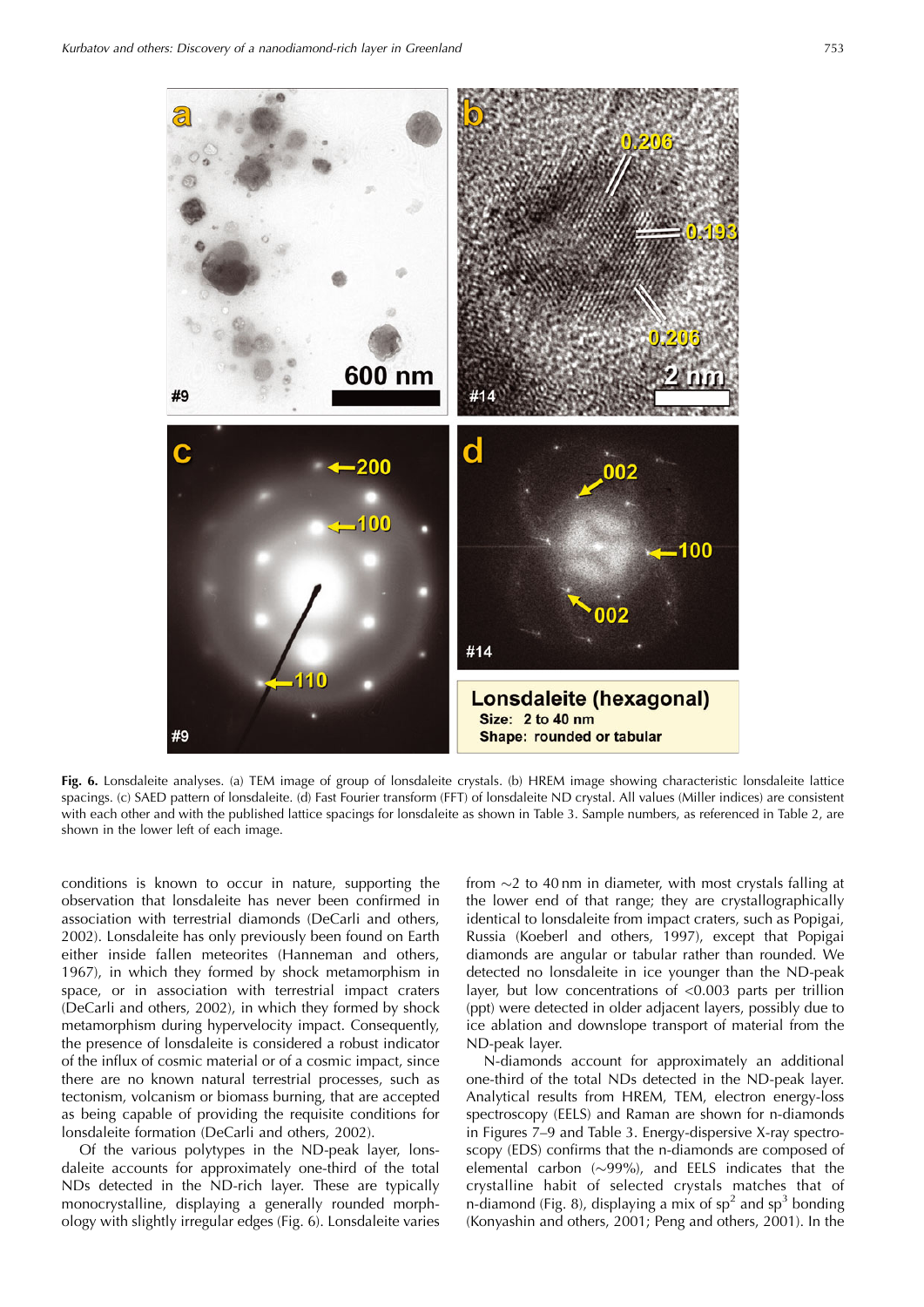**Fig. 6.** Lonsdaleite analyses. (a) TEM image of group of lonsdaleite crystals. (b) HREM image showing characteristic lonsdaleite lattice spacings. (c) SAED pattern of lonsdaleite. (d) Fast Fourier transform (FFT) of lonsdaleite ND crystal. All values (Miller indices) are consistent with each other and with the published lattice spacings for lonsdaleite as shown in Table 3. Sample numbers, as referenced in Table 2, are shown in the lower left of each image.

conditions is known to occur in nature, supporting the observation that lonsdaleite has never been confirmed in association with terrestrial diamonds (DeCarli and others, 2002). Lonsdaleite has only previously been found on Earth either inside fallen meteorites (Hanneman and others, 1967), in which they formed by shock metamorphism in space, or in association with terrestrial impact craters (DeCarli and others, 2002), in which they formed by shock metamorphism during hypervelocity impact. Consequently, the presence of lonsdaleite is considered a robust indicator of the influx of cosmic material or of a cosmic impact, since there are no known natural terrestrial processes, such as tectonism, volcanism or biomass burning, that are accepted as being capable of providing the requisite conditions for lonsdaleite formation (DeCarli and others, 2002).

Of the various polytypes in the ND-peak layer, lonsdaleite accounts for approximately one-third of the total NDs detected in the ND-rich layer. These are typically monocrystalline, displaying a generally rounded morphology with slightly irregular edges (Fig. 6). Lonsdaleite varies from ~2 to 40 nm in diameter, with most crystals falling at the lower end of that range; they are crystallographically identical to lonsdaleite from impact craters, such as Popigai, Russia (Koeberl and others, 1997), except that Popigai diamonds are angular or tabular rather than rounded. We detected no lonsdaleite in ice younger than the ND-peak layer, but low concentrations of <0.003 parts per trillion (ppt) were detected in older adjacent layers, possibly due to ice ablation and downslope transport of material from the ND-peak layer.

N-diamonds account for approximately an additional one-third of the total NDs detected in the ND-peak layer. Analytical results from HREM, TEM, electron energy-loss spectroscopy (EELS) and Raman are shown for n-diamonds in Figures 7–9 and Table 3. Energy-dispersive X-ray spectroscopy (EDS) confirms that the n-diamonds are composed of elemental carbon (~99%), and EELS indicates that the crystalline habit of selected crystals matches that of n-diamond (Fig. 8), displaying a mix of $sp^2$ and $sp^3$ bonding (Konyashin and others, 2001; Peng and others, 2001). In the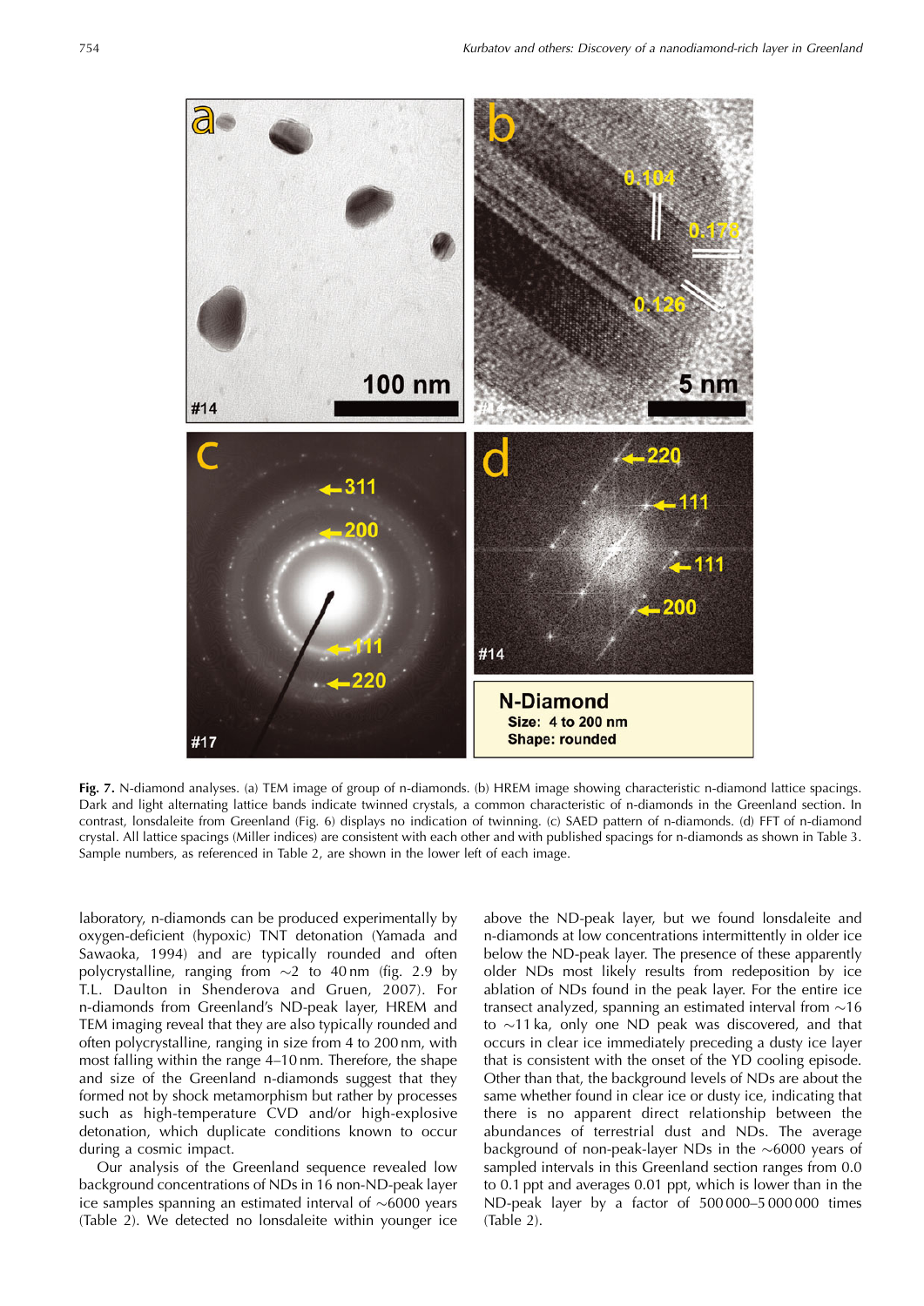**Fig. 7.** N-diamond analyses. (a) TEM image of group of n-diamonds. (b) HREM image showing characteristic n-diamond lattice spacings. Dark and light alternating lattice bands indicate twinned crystals, a common characteristic of n-diamonds in the Greenland section. In contrast, lonsdaleite from Greenland (Fig. 6) displays no indication of twinning. (c) SAED pattern of n-diamonds. (d) FFT of n-diamond crystal. All lattice spacings (Miller indices) are consistent with each other and with published spacings for n-diamonds as shown in Table 3. Sample numbers, as referenced in Table 2, are shown in the lower left of each image.

laboratory, n-diamonds can be produced experimentally by oxygen-deficient (hypoxic) TNT detonation (Yamada and Sawaoka, 1994) and are typically rounded and often polycrystalline, ranging from ~2 to 40 nm (fig. 2.9 by T.L. Daulton in Shenderova and Gruen, 2007). For n-diamonds from Greenland's ND-peak layer, HREM and TEM imaging reveal that they are also typically rounded and often polycrystalline, ranging in size from 4 to 200 nm, with most falling within the range 4–10 nm. Therefore, the shape and size of the Greenland n-diamonds suggest that they formed not by shock metamorphism but rather by processes such as high-temperature CVD and/or high-explosive detonation, which duplicate conditions known to occur during a cosmic impact.

Our analysis of the Greenland sequence revealed low background concentrations of NDs in 16 non-ND-peak layer ice samples spanning an estimated interval of ~6000 years (Table 2). We detected no lonsdaleite within younger ice above the ND-peak layer, but we found lonsdaleite and n-diamonds at low concentrations intermittently in older ice below the ND-peak layer. The presence of these apparently older NDs most likely results from redeposition by ice ablation of NDs found in the peak layer. For the entire ice transect analyzed, spanning an estimated interval from ~16 to ~11 ka, only one ND peak was discovered, and that occurs in clear ice immediately preceding a dusty ice layer that is consistent with the onset of the YD cooling episode. Other than that, the background levels of NDs are about the same whether found in clear ice or dusty ice, indicating that there is no apparent direct relationship between the abundances of terrestrial dust and NDs. The average background of non-peak-layer NDs in the ~6000 years of sampled intervals in this Greenland section ranges from 0.0 to 0.1 ppt and averages 0.01 ppt, which is lower than in the ND-peak layer by a factor of 500 000–5 000 000 times (Table 2).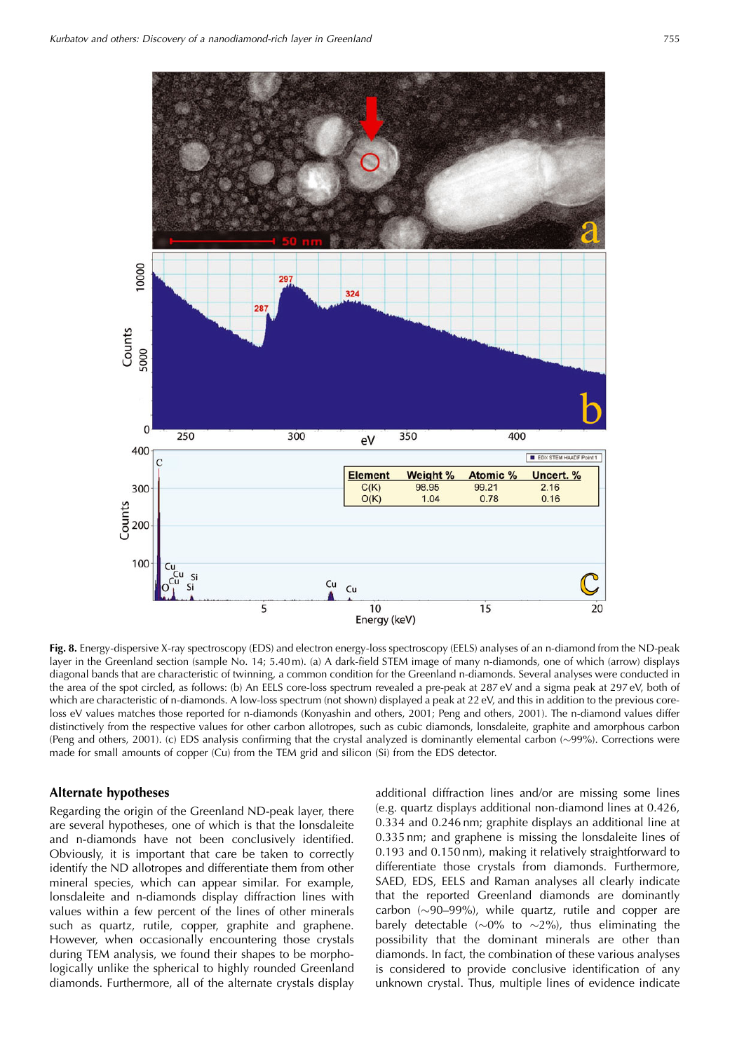**Fig. 8.** Energy-dispersive X-ray spectroscopy (EDS) and electron energy-loss spectroscopy (EELS) analyses of an n-diamond from the ND-peak layer in the Greenland section (sample No. 14; 5.40 m). (a) A dark-field STEM image of many n-diamonds, one of which (arrow) displays diagonal bands that are characteristic of twinning, a common condition for the Greenland n-diamonds. Several analyses were conducted in the area of the spot circled, as follows: (b) An EELS core-loss spectrum revealed a pre-peak at 287 eV and a sigma peak at 297 eV, both of which are characteristic of n-diamonds. A low-loss spectrum (not shown) displayed a peak at 22 eV, and this in addition to the previous core-loss eV values matches those reported for n-diamonds (Konyashin and others, 2001; Peng and others, 2001). The n-diamond values differ distinctively from the respective values for other carbon allotropes, such as cubic diamonds, lonsdaleite, graphite and amorphous carbon (Peng and others, 2001). (c) EDS analysis confirming that the crystal analyzed is dominantly elemental carbon (~99%). Corrections were made for small amounts of copper (Cu) from the TEM grid and silicon (Si) from the EDS detector.

## Alternate hypotheses

Regarding the origin of the Greenland ND-peak layer, there are several hypotheses, one of which is that the lonsdaleite and n-diamonds have not been conclusively identified. Obviously, it is important that care be taken to correctly identify the ND allotropes and differentiate them from other mineral species, which can appear similar. For example, lonsdaleite and n-diamonds display diffraction lines with values within a few percent of the lines of other minerals such as quartz, rutile, copper, graphite and graphene. However, when occasionally encountering those crystals during TEM analysis, we found their shapes to be morphologically unlike the spherical to highly rounded Greenland diamonds. Furthermore, all of the alternate crystals display additional diffraction lines and/or are missing some lines (e.g. quartz displays additional non-diamond lines at 0.426, 0.334 and 0.246 nm; graphite displays an additional line at 0.335 nm; and graphene is missing the lonsdaleite lines of 0.193 and 0.150 nm), making it relatively straightforward to differentiate those crystals from diamonds. Furthermore, SAED, EDS, EELS and Raman analyses all clearly indicate that the reported Greenland diamonds are dominantly carbon (~90–99%), while quartz, rutile and copper are barely detectable (~0% to ~2%), thus eliminating the possibility that the dominant minerals are other than diamonds. In fact, the combination of these various analyses is considered to provide conclusive identification of any unknown crystal. Thus, multiple lines of evidence indicate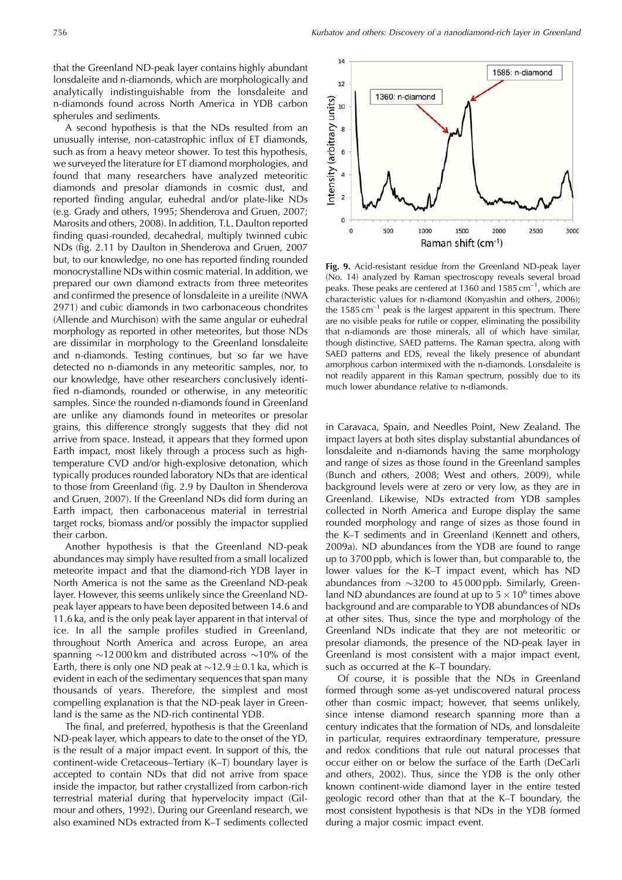that the Greenland ND-peak layer contains highly abundant lonsdaleite and n-diamonds, which are morphologically and analytically indistinguishable from the lonsdaleite and n-diamonds found across North America in YDB carbon spherules and sediments.

A second hypothesis is that the NDs resulted from an unusually intense, non-catastrophic influx of ET diamonds, such as from a heavy meteor shower. To test this hypothesis, we surveyed the literature for ET diamond morphologies, and found that many researchers have analyzed meteoritic diamonds and presolar diamonds in cosmic dust, and reported finding angular, euhedral and/or plate-like NDs (e.g. Grady and others, 1995; Shenderova and Gruen, 2007; Marosits and others, 2008). In addition, T.L. Daulton reported finding quasi-rounded, decahedral, multiply twinned cubic NDs (fig. 2.11 by Daulton in Shenderova and Gruen, 2007 but, to our knowledge, no one has reported finding rounded monocrystalline NDs within cosmic material. In addition, we prepared our own diamond extracts from three meteorites and confirmed the presence of lonsdaleite in a ureilite (NWA 2971) and cubic diamonds in two carbonaceous chondrites (Allende and Murchison) with the same angular or euhedral morphology as reported in other meteorites, but those NDs are dissimilar in morphology to the Greenland lonsdaleite and n-diamonds. Testing continues, but so far we have detected no n-diamonds in any meteoritic samples, nor, to our knowledge, have other researchers conclusively identified n-diamonds, rounded or otherwise, in any meteoritic samples. Since the rounded n-diamonds found in Greenland are unlike any diamonds found in meteorites or presolar grains, this difference strongly suggests that they did not arrive from space. Instead, it appears that they formed upon Earth impact, most likely through a process such as high-temperature CVD and/or high-explosive detonation, which typically produces rounded laboratory NDs that are identical to those from Greenland (fig. 2.9 by Daulton in Shenderova and Gruen, 2007). If the Greenland NDs did form during an Earth impact, then carbonaceous material in terrestrial target rocks, biomass and/or possibly the impactor supplied their carbon.

Another hypothesis is that the Greenland ND-peak abundances may simply have resulted from a small localized meteorite impact and that the diamond-rich YDB layer in North America is not the same as the Greenland ND-peak layer. However, this seems unlikely since the Greenland ND-peak layer appears to have been deposited between 14.6 and 11.6 ka, and is the only peak layer apparent in that interval of ice. In all the sample profiles studied in Greenland, throughout North America and across Europe, an area spanning ~12 000 km and distributed across ~10% of the Earth, there is only one ND peak at ~12.9 ± 0.1 ka, which is evident in each of the sedimentary sequences that span many thousands of years. Therefore, the simplest and most compelling explanation is that the ND-peak layer in Greenland is the same as the ND-rich continental YDB.

The final, and preferred, hypothesis is that the Greenland ND-peak layer, which appears to date to the onset of the YD, is the result of a major impact event. In support of this, the continent-wide Cretaceous–Tertiary (K–T) boundary layer is accepted to contain NDs that did not arrive from space inside the impactor, but rather crystallized from carbon-rich terrestrial material during that hypervelocity impact (Gilmour and others, 1992). During our Greenland research, we also examined NDs extracted from K–T sediments collected in Caravaca, Spain, and Needles Point, New Zealand. The impact layers at both sites display substantial abundances of lonsdaleite and n-diamonds having the same morphology and range of sizes as those found in the Greenland samples (Bunch and others, 2008; West and others, 2009), while background levels were at zero or very low, as they are in Greenland. Likewise, NDs extracted from YDB samples collected in North America and Europe display the same rounded morphology and range of sizes as those found in the K–T sediments and in Greenland (Kennett and others, 2009a). ND abundances from the YDB are found to range up to 3700 ppb, which is lower than, but comparable to, the lower values for the K–T impact event, which has ND abundances from ~3200 to 45 000 ppb. Similarly, Greenland ND abundances are found at up to $5 \times 10^6$ times above background and are comparable to YDB abundances of NDs at other sites. Thus, since the type and morphology of the Greenland NDs indicate that they are not meteoritic or presolar diamonds, the presence of the ND-peak layer in Greenland is most consistent with a major impact event, such as occurred at the K–T boundary.

Of course, it is possible that the NDs in Greenland formed through some as-yet undiscovered natural process other than cosmic impact; however, that seems unlikely, since intense diamond research spanning more than a century indicates that the formation of NDs, and lonsdaleite in particular, requires extraordinary temperature, pressure and redox conditions that rule out natural processes that occur either on or below the surface of the Earth (DeCarli and others, 2002). Thus, since the YDB is the only other known continent-wide diamond layer in the entire tested geologic record other than that at the K–T boundary, the most consistent hypothesis is that NDs in the YDB formed during a major cosmic impact event.

**Fig. 9.** Acid-resistant residue from the Greenland ND-peak layer (No. 14) analyzed by Raman spectroscopy reveals several broad peaks. These peaks are centered at 1360 and 1585 cm$^{-1}$, which are characteristic values for n-diamond (Konyashin and others, 2006); the 1585 cm$^{-1}$ peak is the largest apparent in this spectrum. There are no visible peaks for rutile or copper, eliminating the possibility that n-diamonds are those minerals, all of which have similar, though distinctive, SAED patterns. The Raman spectra, along with SAED patterns and EDS, reveal the likely presence of abundant amorphous carbon intermixed with the n-diamonds. Lonsdaleite is not readily apparent in this Raman spectrum, possibly due to its much lower abundance relative to n-diamonds.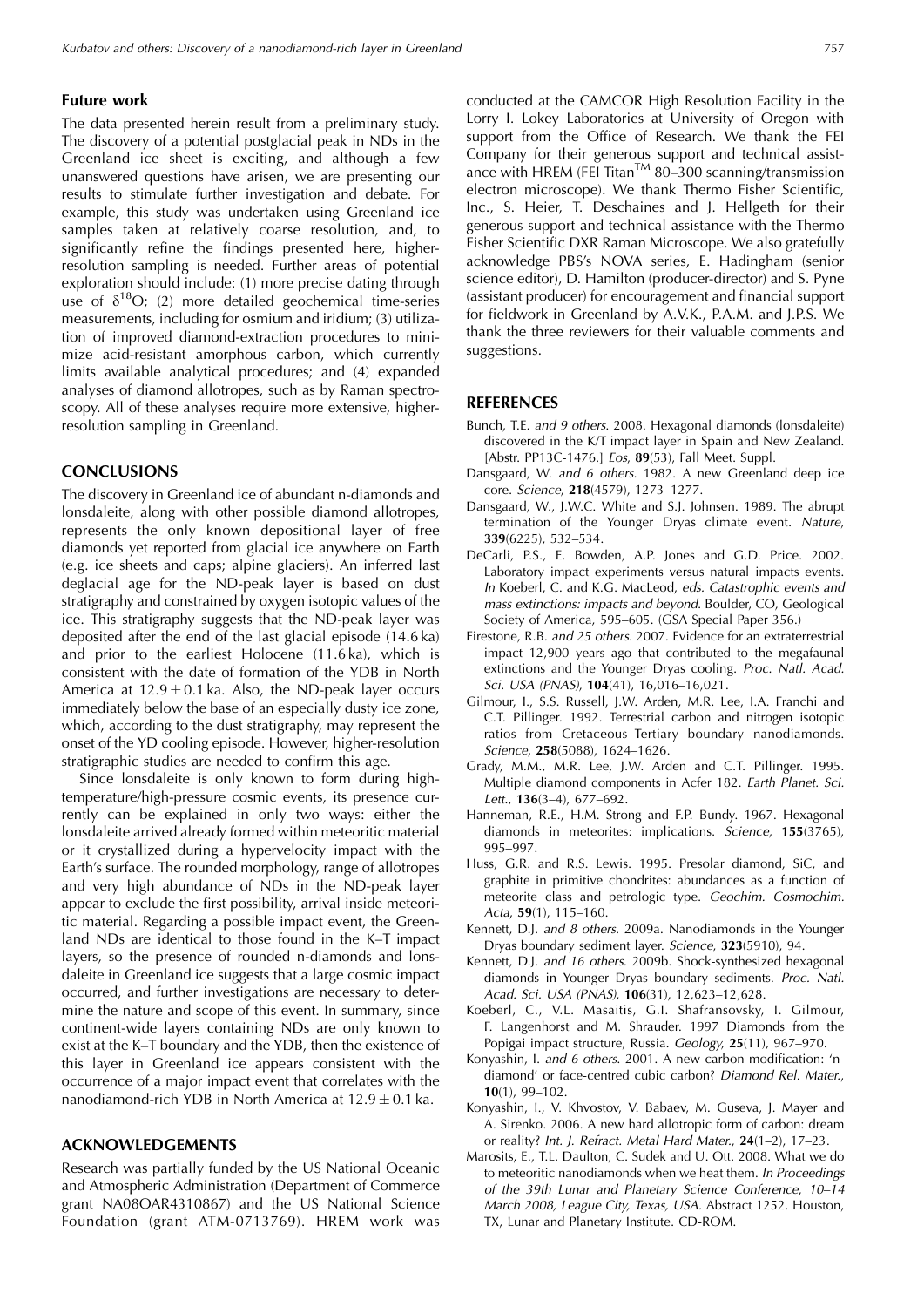## Future work

The data presented herein result from a preliminary study. The discovery of a potential postglacial peak in NDs in the Greenland ice sheet is exciting, and although a few unanswered questions have arisen, we are presenting our results to stimulate further investigation and debate. For example, this study was undertaken using Greenland ice samples taken at relatively coarse resolution, and, to significantly refine the findings presented here, higher-resolution sampling is needed. Further areas of potential exploration should include: (1) more precise dating through use of $\delta^{18}O$; (2) more detailed geochemical time-series measurements, including for osmium and iridium; (3) utilization of improved diamond-extraction procedures to minimize acid-resistant amorphous carbon, which currently limits available analytical procedures; and (4) expanded analyses of diamond allotropes, such as by Raman spectroscopy. All of these analyses require more extensive, higher-resolution sampling in Greenland.

## CONCLUSIONS

The discovery in Greenland ice of abundant n-diamonds and lonsdaleite, along with other possible diamond allotropes, represents the only known depositional layer of free diamonds yet reported from glacial ice anywhere on Earth (e.g. ice sheets and caps; alpine glaciers). An inferred last deglacial age for the ND-peak layer is based on dust stratigraphy and constrained by oxygen isotopic values of the ice. This stratigraphy suggests that the ND-peak layer was deposited after the end of the last glacial episode (14.6 ka) and prior to the earliest Holocene (11.6 ka), which is consistent with the date of formation of the YDB in North America at $12.9 \pm 0.1$ ka. Also, the ND-peak layer occurs immediately below the base of an especially dusty ice zone, which, according to the dust stratigraphy, may represent the onset of the YD cooling episode. However, higher-resolution stratigraphic studies are needed to confirm this age.

Since lonsdaleite is only known to form during high-temperature/high-pressure cosmic events, its presence currently can be explained in only two ways: either the lonsdaleite arrived already formed within meteoritic material or it crystallized during a hypervelocity impact with the Earth's surface. The rounded morphology, range of allotropes and very high abundance of NDs in the ND-peak layer appear to exclude the first possibility, arrival inside meteoritic material. Regarding a possible impact event, the Greenland NDs are identical to those found in the K–T impact layers, so the presence of rounded n-diamonds and lonsdaleite in Greenland ice suggests that a large cosmic impact occurred, and further investigations are necessary to determine the nature and scope of this event. In summary, since continent-wide layers containing NDs are only known to exist at the K–T boundary and the YDB, then the existence of this layer in Greenland ice appears consistent with the occurrence of a major impact event that correlates with the nanodiamond-rich YDB in North America at $12.9 \pm 0.1$ ka.

## ACKNOWLEDGEMENTS

Research was partially funded by the US National Oceanic and Atmospheric Administration (Department of Commerce grant NA08OAR4310867) and the US National Science Foundation (grant ATM-0713769). HREM work was conducted at the CAMCOR High Resolution Facility in the Lorry I. Lokey Laboratories at University of Oregon with support from the Office of Research. We thank the FEI Company for their generous support and technical assistance with HREM (FEI Titan™ 80–300 scanning/transmission electron microscope). We thank Thermo Fisher Scientific, Inc., S. Heier, T. Deschaines and J. Hellgeth for their generous support and technical assistance with the Thermo Fisher Scientific DXR Raman Microscope. We also gratefully acknowledge PBS's NOVA series, E. Hadingham (senior science editor), D. Hamilton (producer-director) and S. Pyne (assistant producer) for encouragement and financial support for fieldwork in Greenland by A.V.K., P.A.M. and J.P.S. We thank the three reviewers for their valuable comments and suggestions.

## REFERENCES

Bunch, T.E. *and 9 others.* 2008. Hexagonal diamonds (lonsdaleite) discovered in the K/T impact layer in Spain and New Zealand. [Abstr. PP13C-1476.] *Eos,* **89**(53), Fall Meet. Suppl.

Dansgaard, W. *and 6 others.* 1982. A new Greenland deep ice core. *Science,* **218**(4579), 1273–1277.

Dansgaard, W., J.W.C. White and S.J. Johnsen. 1989. The abrupt termination of the Younger Dryas climate event. *Nature,* **339**(6225), 532–534.

DeCarli, P.S., E. Bowden, A.P. Jones and G.D. Price. 2002. Laboratory impact experiments versus natural impacts events. *In* Koeberl, C. and K.G. MacLeod, *eds. Catastrophic events and mass extinctions: impacts and beyond.* Boulder, CO, Geological Society of America, 595–605. (GSA Special Paper 356.)

Firestone, R.B. *and 25 others.* 2007. Evidence for an extraterrestrial impact 12,900 years ago that contributed to the megafaunal extinctions and the Younger Dryas cooling. *Proc. Natl. Acad. Sci. USA (PNAS),* **104**(41), 16,016–16,021.

Gilmour, I., S.S. Russell, J.W. Arden, M.R. Lee, I.A. Franchi and C.T. Pillinger. 1992. Terrestrial carbon and nitrogen isotopic ratios from Cretaceous–Tertiary boundary nanodiamonds. *Science,* **258**(5088), 1624–1626.

Grady, M.M., M.R. Lee, J.W. Arden and C.T. Pillinger. 1995. Multiple diamond components in Acfer 182. *Earth Planet. Sci. Lett.,* **136**(3–4), 677–692.

Hanneman, R.E., H.M. Strong and F.P. Bundy. 1967. Hexagonal diamonds in meteorites: implications. *Science,* **155**(3765), 995–997.

Huss, G.R. and R.S. Lewis. 1995. Presolar diamond, SiC, and graphite in primitive chondrites: abundances as a function of meteorite class and petrologic type. *Geochim. Cosmochim. Acta,* **59**(1), 115–160.

Kennett, D.J. *and 8 others.* 2009a. Nanodiamonds in the Younger Dryas boundary sediment layer. *Science,* **323**(5910), 94.

Kennett, D.J. *and 16 others.* 2009b. Shock-synthesized hexagonal diamonds in Younger Dryas boundary sediments. *Proc. Natl. Acad. Sci. USA (PNAS),* **106**(31), 12,623–12,628.

Koeberl, C., V.L. Masaitis, G.I. Shafranovsky, I. Gilmour, F. Langenhorst and M. Shrauder. 1997 Diamonds from the Popigai impact structure, Russia. *Geology,* **25**(11), 967–970.

Konyashin, I. *and 6 others.* 2001. A new carbon modification: 'n-diamond' or face-centred cubic carbon? *Diamond Rel. Mater.,* **10**(1), 99–102.

Konyashin, I., V. Khvostov, V. Babaev, M. Guseva, J. Mayer and A. Sirenko. 2006. A new hard allotropic form of carbon: dream or reality? *Int. J. Refract. Metal Hard Mater.,* **24**(1–2), 17–23.

Marosits, E., T.L. Daulton, C. Sudek and U. Ott. 2008. What we do to meteoritic nanodiamonds when we heat them. *In Proceedings of the 39th Lunar and Planetary Science Conference, 10–14 March 2008, League City, Texas, USA.* Abstract 1252. Houston, TX, Lunar and Planetary Institute. CD-ROM.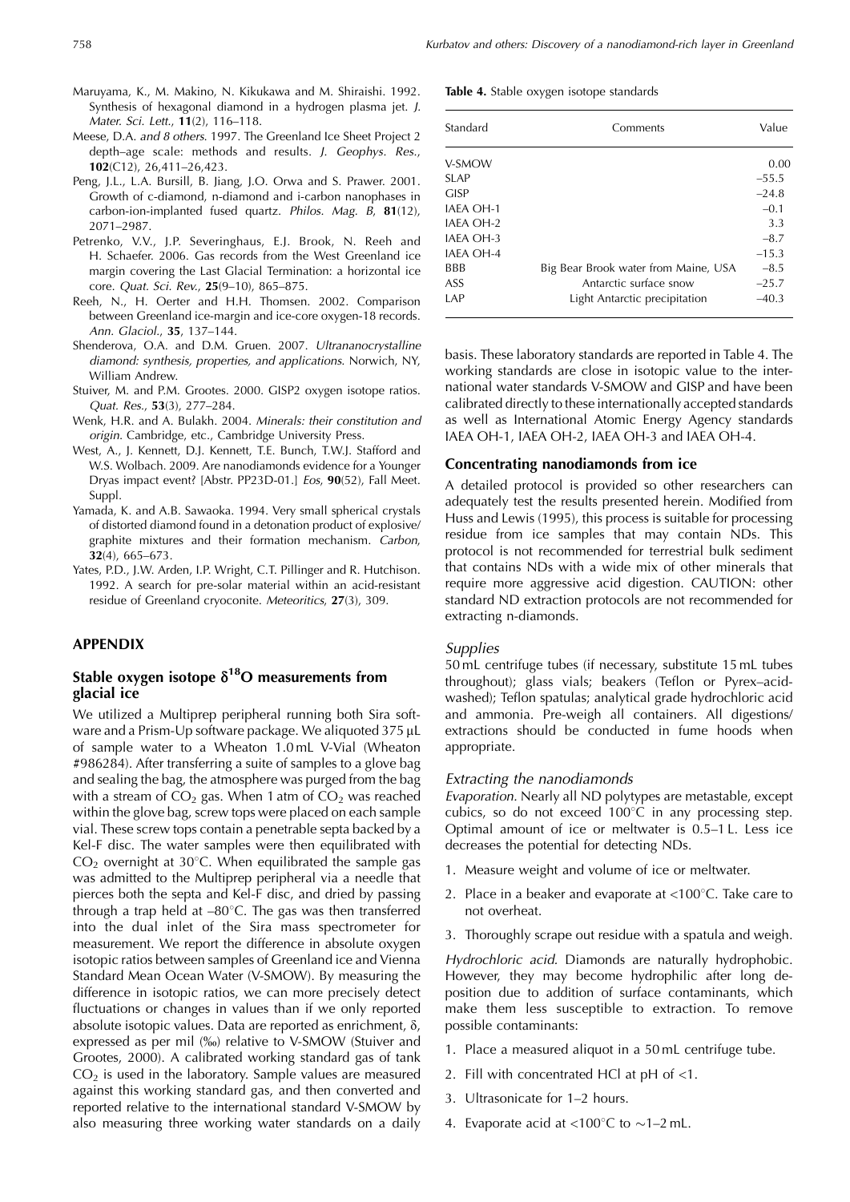Maruyama, K., M. Makino, N. Kikukawa and M. Shiraishi. 1992. Synthesis of hexagonal diamond in a hydrogen plasma jet. *J. Mater. Sci. Lett.*, **11**(2), 116–118.

Meese, D.A. *and 8 others*. 1997. The Greenland Ice Sheet Project 2 depth–age scale: methods and results. *J. Geophys. Res.*, **102**(C12), 26,411–26,423.

Peng, J.L., L.A. Bursill, B. Jiang, J.O. Orwa and S. Prawer. 2001. Growth of c-diamond, n-diamond and i-carbon nanophases in carbon-ion-implanted fused quartz. *Philos. Mag. B*, **81**(12), 2071–2987.

Petrenko, V.V., J.P. Severinghaus, E.J. Brook, N. Reeh and H. Schaefer. 2006. Gas records from the West Greenland ice margin covering the Last Glacial Termination: a horizontal ice core. *Quat. Sci. Rev.*, **25**(9–10), 865–875.

Reeh, N., H. Oerter and H.H. Thomsen. 2002. Comparison between Greenland ice-margin and ice-core oxygen-18 records. *Ann. Glaciol.*, **35**, 137–144.

Shenderova, O.A. and D.M. Gruen. 2007. *Ultrananocrystalline diamond: synthesis, properties, and applications*. Norwich, NY, William Andrew.

Stuiver, M. and P.M. Grootes. 2000. GISP2 oxygen isotope ratios. *Quat. Res.*, **53**(3), 277–284.

Wenk, H.R. and A. Bulakh. 2004. *Minerals: their constitution and origin*. Cambridge, etc., Cambridge University Press.

West, A., J. Kennett, D.J. Kennett, T.E. Bunch, T.W.J. Stafford and W.S. Wolbach. 2009. Are nanodiamonds evidence for a Younger Dryas impact event? [Abstr. PP23D-01.] *Eos*, **90**(52), Fall Meet. Suppl.

Yamada, K. and A.B. Sawaoka. 1994. Very small spherical crystals of distorted diamond found in a detonation product of explosive/graphite mixtures and their formation mechanism. *Carbon*, **32**(4), 665–673.

Yates, P.D., J.W. Arden, I.P. Wright, C.T. Pillinger and R. Hutchison. 1992. A search for pre-solar material within an acid-resistant residue of Greenland cryoconite. *Meteoritics*, **27**(3), 309.

## APPENDIX

### Stable oxygen isotope $\delta^{18}O$ measurements from glacial ice

We utilized a Multiprep peripheral running both Sira software and a Prism-Up software package. We aliquoted 375 μL of sample water to a Wheaton 1.0 mL V-Vial (Wheaton #986284). After transferring a suite of samples to a glove bag and sealing the bag, the atmosphere was purged from the bag with a stream of $CO_2$ gas. When 1 atm of $CO_2$ was reached within the glove bag, screw tops were placed on each sample vial. These screw tops contain a penetrable septa backed by a Kel-F disc. The water samples were then equilibrated with $CO_2$ overnight at 30°C. When equilibrated the sample gas was admitted to the Multiprep peripheral via a needle that pierces both the septa and Kel-F disc, and dried by passing through a trap held at –80°C. The gas was then transferred into the dual inlet of the Sira mass spectrometer for measurement. We report the difference in absolute oxygen isotopic ratios between samples of Greenland ice and Vienna Standard Mean Ocean Water (V-SMOW). By measuring the difference in isotopic ratios, we can more precisely detect fluctuations or changes in values than if we only reported absolute isotopic values. Data are reported as enrichment, δ, expressed as per mil (‰) relative to V-SMOW (Stuiver and Grootes, 2000). A calibrated working standard gas of tank $CO_2$ is used in the laboratory. Sample values are measured against this working standard gas, and then converted and reported relative to the international standard V-SMOW by also measuring three working water standards on a daily basis. These laboratory standards are reported in Table 4. The working standards are close in isotopic value to the international water standards V-SMOW and GISP and have been calibrated directly to these internationally accepted standards as well as International Atomic Energy Agency standards IAEA OH-1, IAEA OH-2, IAEA OH-3 and IAEA OH-4.

**Table 4.** Stable oxygen isotope standards

| Standard | Comments | Value |
|---|---|---|
| V-SMOW | | 0.00 |
| SLAP | | –55.5 |
| GISP | | –24.8 |
| IAEA OH-1 | | –0.1 |
| IAEA OH-2 | | 3.3 |
| IAEA OH-3 | | –8.7 |
| IAEA OH-4 | | –15.3 |
| BBB | Big Bear Brook water from Maine, USA | –8.5 |
| ASS | Antarctic surface snow | –25.7 |
| LAP | Light Antarctic precipitation | –40.3 |

### Concentrating nanodiamonds from ice

A detailed protocol is provided so other researchers can adequately test the results presented herein. Modified from Huss and Lewis (1995), this process is suitable for processing residue from ice samples that may contain NDs. This protocol is not recommended for terrestrial bulk sediment that contains NDs with a wide mix of other minerals that require more aggressive acid digestion. CAUTION: other standard ND extraction protocols are not recommended for extracting n-diamonds.

#### *Supplies*

50 mL centrifuge tubes (if necessary, substitute 15 mL tubes throughout); glass vials; beakers (Teflon or Pyrex–acid-washed); Teflon spatulas; analytical grade hydrochloric acid and ammonia. Pre-weigh all containers. All digestions/extractions should be conducted in fume hoods when appropriate.

#### *Extracting the nanodiamonds*

*Evaporation.* Nearly all ND polytypes are metastable, except cubics, so do not exceed 100°C in any processing step. Optimal amount of ice or meltwater is 0.5–1 L. Less ice decreases the potential for detecting NDs.

1. Measure weight and volume of ice or meltwater.
2. Place in a beaker and evaporate at <100°C. Take care to not overheat.
3. Thoroughly scrape out residue with a spatula and weigh.

*Hydrochloric acid.* Diamonds are naturally hydrophobic. However, they may become hydrophilic after long deposition due to addition of surface contaminants, which make them less susceptible to extraction. To remove possible contaminants:

1. Place a measured aliquot in a 50 mL centrifuge tube.
2. Fill with concentrated HCl at pH of <1.
3. Ultrasonicate for 1–2 hours.
4. Evaporate acid at <100°C to ~1–2 mL.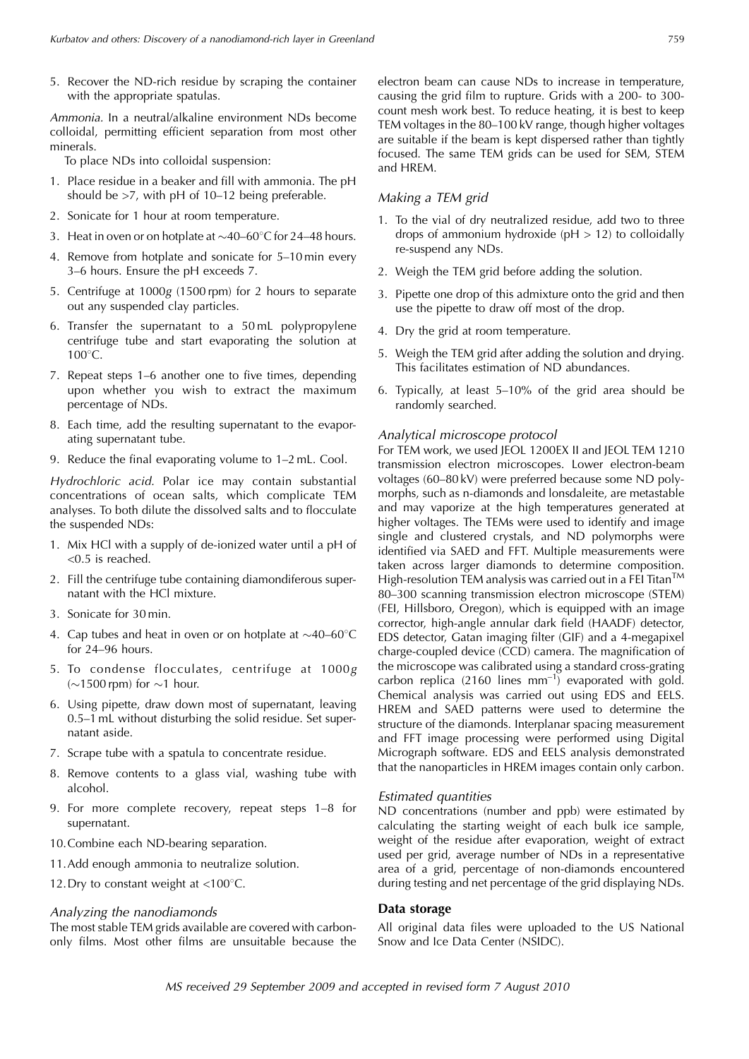5. Recover the ND-rich residue by scraping the container with the appropriate spatulas.

*Ammonia*. In a neutral/alkaline environment NDs become colloidal, permitting efficient separation from most other minerals.

To place NDs into colloidal suspension:

1. Place residue in a beaker and fill with ammonia. The pH should be >7, with pH of 10–12 being preferable.
2. Sonicate for 1 hour at room temperature.
3. Heat in oven or on hotplate at ~40–60°C for 24–48 hours.
4. Remove from hotplate and sonicate for 5–10 min every 3–6 hours. Ensure the pH exceeds 7.
5. Centrifuge at 1000$g$ (1500 rpm) for 2 hours to separate out any suspended clay particles.
6. Transfer the supernatant to a 50 mL polypropylene centrifuge tube and start evaporating the solution at 100°C.
7. Repeat steps 1–6 another one to five times, depending upon whether you wish to extract the maximum percentage of NDs.
8. Each time, add the resulting supernatant to the evaporating supernatant tube.
9. Reduce the final evaporating volume to 1–2 mL. Cool.

*Hydrochloric acid*. Polar ice may contain substantial concentrations of ocean salts, which complicate TEM analyses. To both dilute the dissolved salts and to flocculate the suspended NDs:

1. Mix HCl with a supply of de-ionized water until a pH of <0.5 is reached.
2. Fill the centrifuge tube containing diamondiferous supernatant with the HCl mixture.
3. Sonicate for 30 min.
4. Cap tubes and heat in oven or on hotplate at ~40–60°C for 24–96 hours.
5. To condense flocculates, centrifuge at 1000$g$ (~1500 rpm) for ~1 hour.
6. Using pipette, draw down most of supernatant, leaving 0.5–1 mL without disturbing the solid residue. Set supernatant aside.
7. Scrape tube with a spatula to concentrate residue.
8. Remove contents to a glass vial, washing tube with alcohol.
9. For more complete recovery, repeat steps 1–8 for supernatant.
10. Combine each ND-bearing separation.
11. Add enough ammonia to neutralize solution.
12. Dry to constant weight at <100°C.

### *Analyzing the nanodiamonds*

The most stable TEM grids available are covered with carbon-only films. Most other films are unsuitable because the electron beam can cause NDs to increase in temperature, causing the grid film to rupture. Grids with a 200- to 300-count mesh work best. To reduce heating, it is best to keep TEM voltages in the 80–100 kV range, though higher voltages are suitable if the beam is kept dispersed rather than tightly focused. The same TEM grids can be used for SEM, STEM and HREM.

### *Making a TEM grid*

1. To the vial of dry neutralized residue, add two to three drops of ammonium hydroxide (pH > 12) to colloidally re-suspend any NDs.
2. Weigh the TEM grid before adding the solution.
3. Pipette one drop of this admixture onto the grid and then use the pipette to draw off most of the drop.
4. Dry the grid at room temperature.
5. Weigh the TEM grid after adding the solution and drying. This facilitates estimation of ND abundances.
6. Typically, at least 5–10% of the grid area should be randomly searched.

### *Analytical microscope protocol*

For TEM work, we used JEOL 1200EX II and JEOL TEM 1210 transmission electron microscopes. Lower electron-beam voltages (60–80 kV) were preferred because some ND polymorphs, such as n-diamonds and lonsdaleite, are metastable and may vaporize at the high temperatures generated at higher voltages. The TEMs were used to identify and image single and clustered crystals, and ND polymorphs were identified via SAED and FFT. Multiple measurements were taken across larger diamonds to determine composition. High-resolution TEM analysis was carried out in a FEI Titan™ 80–300 scanning transmission electron microscope (STEM) (FEI, Hillsboro, Oregon), which is equipped with an image corrector, high-angle annular dark field (HAADF) detector, EDS detector, Gatan imaging filter (GIF) and a 4-megapixel charge-coupled device (CCD) camera. The magnification of the microscope was calibrated using a standard cross-grating carbon replica (2160 lines mm$^{-1}$) evaporated with gold. Chemical analysis was carried out using EDS and EELS. HREM and SAED patterns were used to determine the structure of the diamonds. Interplanar spacing measurement and FFT image processing were performed using Digital Micrograph software. EDS and EELS analysis demonstrated that the nanoparticles in HREM images contain only carbon.

### *Estimated quantities*

ND concentrations (number and ppb) were estimated by calculating the starting weight of each bulk ice sample, weight of the residue after evaporation, weight of extract used per grid, average number of NDs in a representative area of a grid, percentage of non-diamonds encountered during testing and net percentage of the grid displaying NDs.

## Data storage

All original data files were uploaded to the US National Snow and Ice Data Center (NSIDC).

*MS received 29 September 2009 and accepted in revised form 7 August 2010*